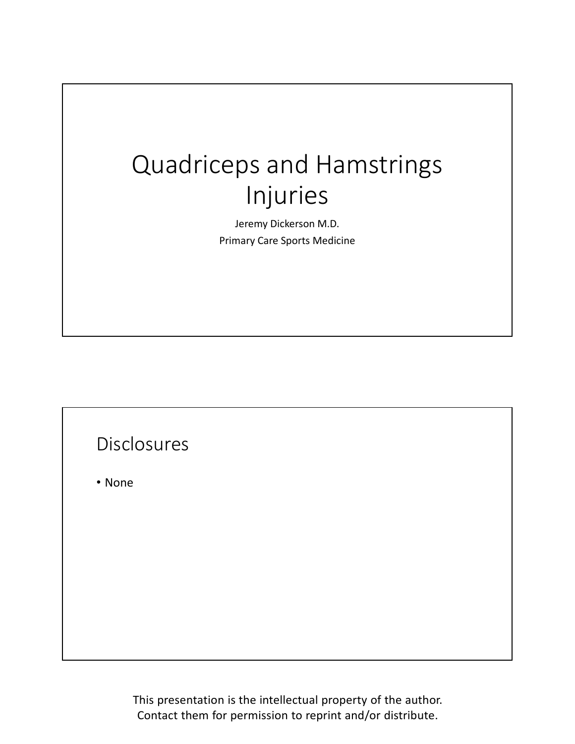# Quadriceps and Hamstrings Injuries

Jeremy Dickerson M.D.

Primary Care Sports Medicine

## Disclosures

- None

This presentation is the intellectual property of the author. Contact them for permission to reprint and/or distribute.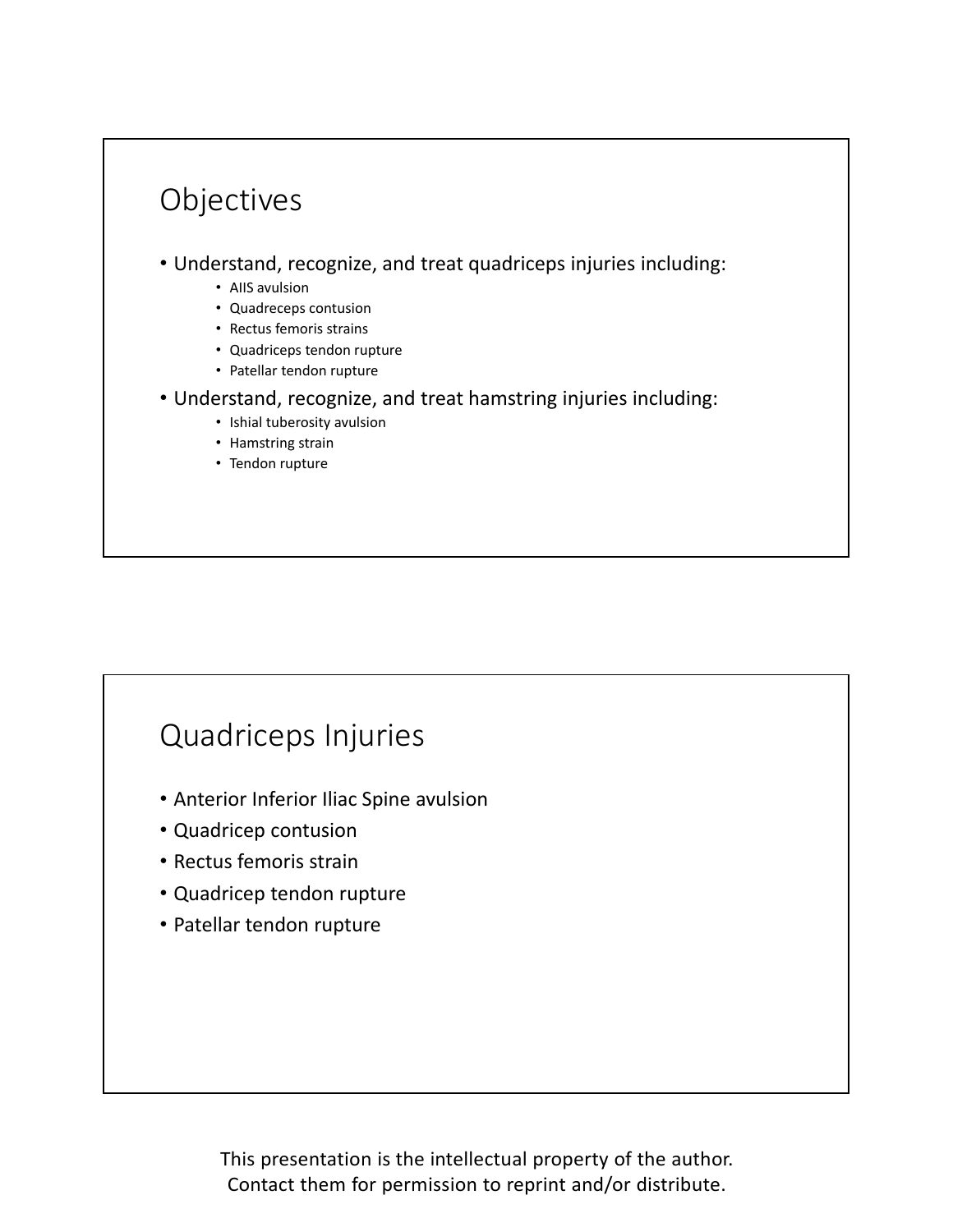## Objectives

- Understand, recognize, and treat quadriceps injuries including:
  - AIIS avulsion
  - Quadreceps contusion
  - Rectus femoris strains
  - Quadriceps tendon rupture
  - Patellar tendon rupture
- Understand, recognize, and treat hamstring injuries including:
  - Ishial tuberosity avulsion
  - Hamstring strain
  - Tendon rupture

## Quadriceps Injuries

- Anterior Inferior Iliac Spine avulsion
- Quadricep contusion
- Rectus femoris strain
- Quadricep tendon rupture
- Patellar tendon rupture

This presentation is the intellectual property of the author. Contact them for permission to reprint and/or distribute.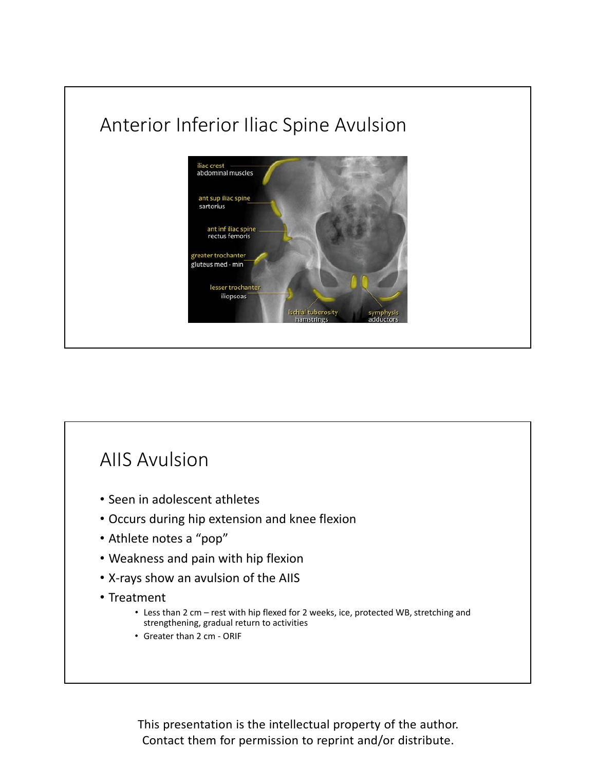# Anterior Inferior Iliac Spine Avulsion

# AIIS Avulsion

- Seen in adolescent athletes
- Occurs during hip extension and knee flexion
- Athlete notes a "pop"
- Weakness and pain with hip flexion
- X-rays show an avulsion of the AIIS
- Treatment
  - Less than 2 cm – rest with hip flexed for 2 weeks, ice, protected WB, stretching and strengthening, gradual return to activities
  - Greater than 2 cm - ORIF

This presentation is the intellectual property of the author. Contact them for permission to reprint and/or distribute.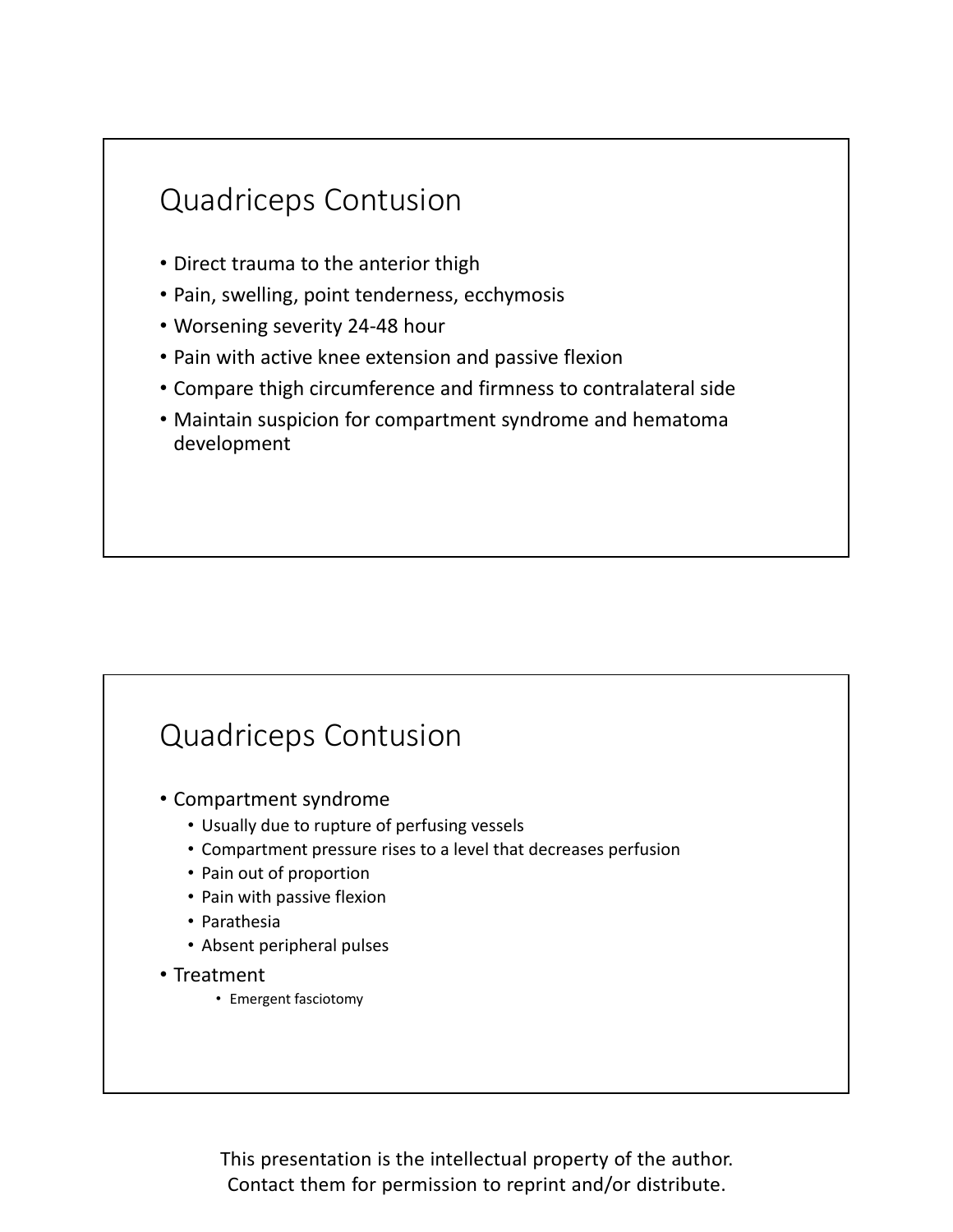## Quadriceps Contusion

- Direct trauma to the anterior thigh
- Pain, swelling, point tenderness, ecchymosis
- Worsening severity 24-48 hour
- Pain with active knee extension and passive flexion
- Compare thigh circumference and firmness to contralateral side
- Maintain suspicion for compartment syndrome and hematoma development

## Quadriceps Contusion

- Compartment syndrome
  - Usually due to rupture of perfusing vessels
  - Compartment pressure rises to a level that decreases perfusion
  - Pain out of proportion
  - Pain with passive flexion
  - Parathesia
  - Absent peripheral pulses
- Treatment
  - Emergent fasciotomy

This presentation is the intellectual property of the author. Contact them for permission to reprint and/or distribute.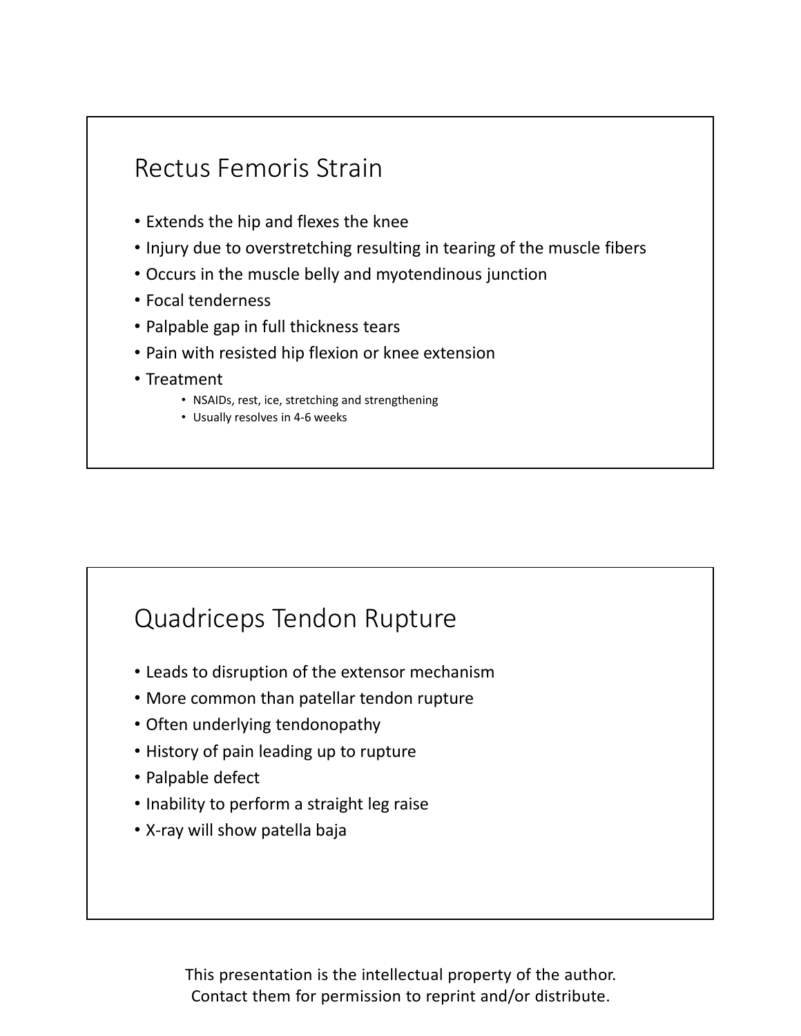## Rectus Femoris Strain

- Extends the hip and flexes the knee
- Injury due to overstretching resulting in tearing of the muscle fibers
- Occurs in the muscle belly and myotendinous junction
- Focal tenderness
- Palpable gap in full thickness tears
- Pain with resisted hip flexion or knee extension
- Treatment
  - NSAIDs, rest, ice, stretching and strengthening
  - Usually resolves in 4-6 weeks

## Quadriceps Tendon Rupture

- Leads to disruption of the extensor mechanism
- More common than patellar tendon rupture
- Often underlying tendonopathy
- History of pain leading up to rupture
- Palpable defect
- Inability to perform a straight leg raise
- X-ray will show patella baja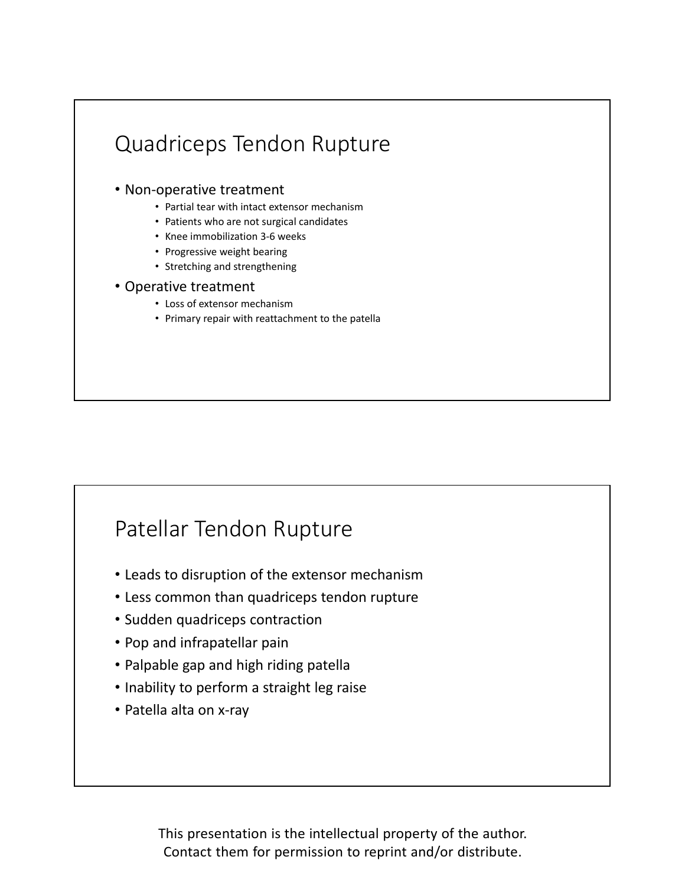## Quadriceps Tendon Rupture

- Non-operative treatment
  - Partial tear with intact extensor mechanism
  - Patients who are not surgical candidates
  - Knee immobilization 3-6 weeks
  - Progressive weight bearing
  - Stretching and strengthening
- Operative treatment
  - Loss of extensor mechanism
  - Primary repair with reattachment to the patella

## Patellar Tendon Rupture

- Leads to disruption of the extensor mechanism
- Less common than quadriceps tendon rupture
- Sudden quadriceps contraction
- Pop and infrapatellar pain
- Palpable gap and high riding patella
- Inability to perform a straight leg raise
- Patella alta on x-ray

This presentation is the intellectual property of the author. Contact them for permission to reprint and/or distribute.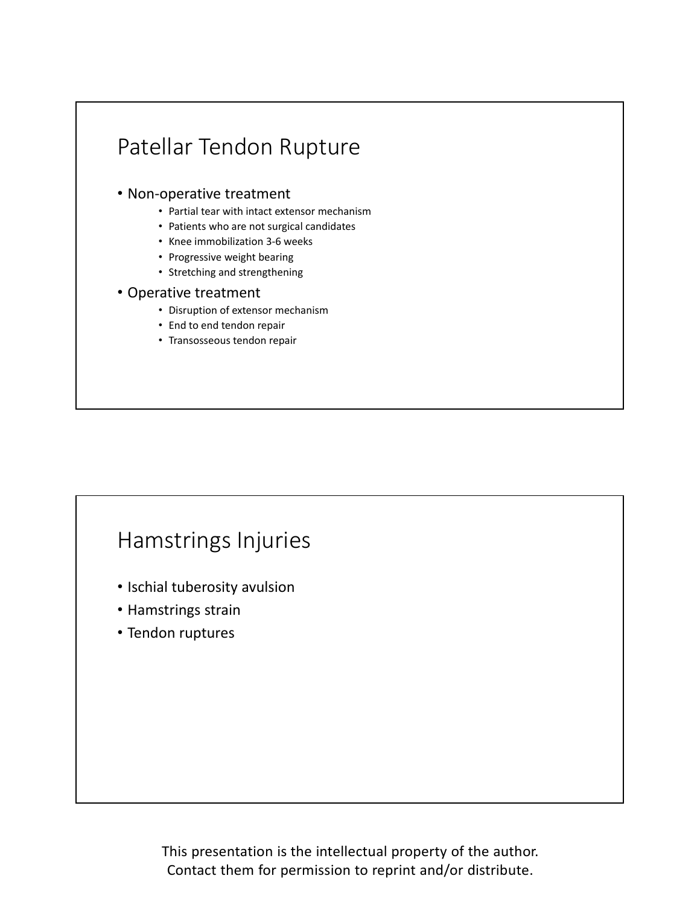## Patellar Tendon Rupture

- Non-operative treatment
  - Partial tear with intact extensor mechanism
  - Patients who are not surgical candidates
  - Knee immobilization 3-6 weeks
  - Progressive weight bearing
  - Stretching and strengthening
- Operative treatment
  - Disruption of extensor mechanism
  - End to end tendon repair
  - Transosseous tendon repair

## Hamstrings Injuries

- Ischial tuberosity avulsion
- Hamstrings strain
- Tendon ruptures

This presentation is the intellectual property of the author. Contact them for permission to reprint and/or distribute.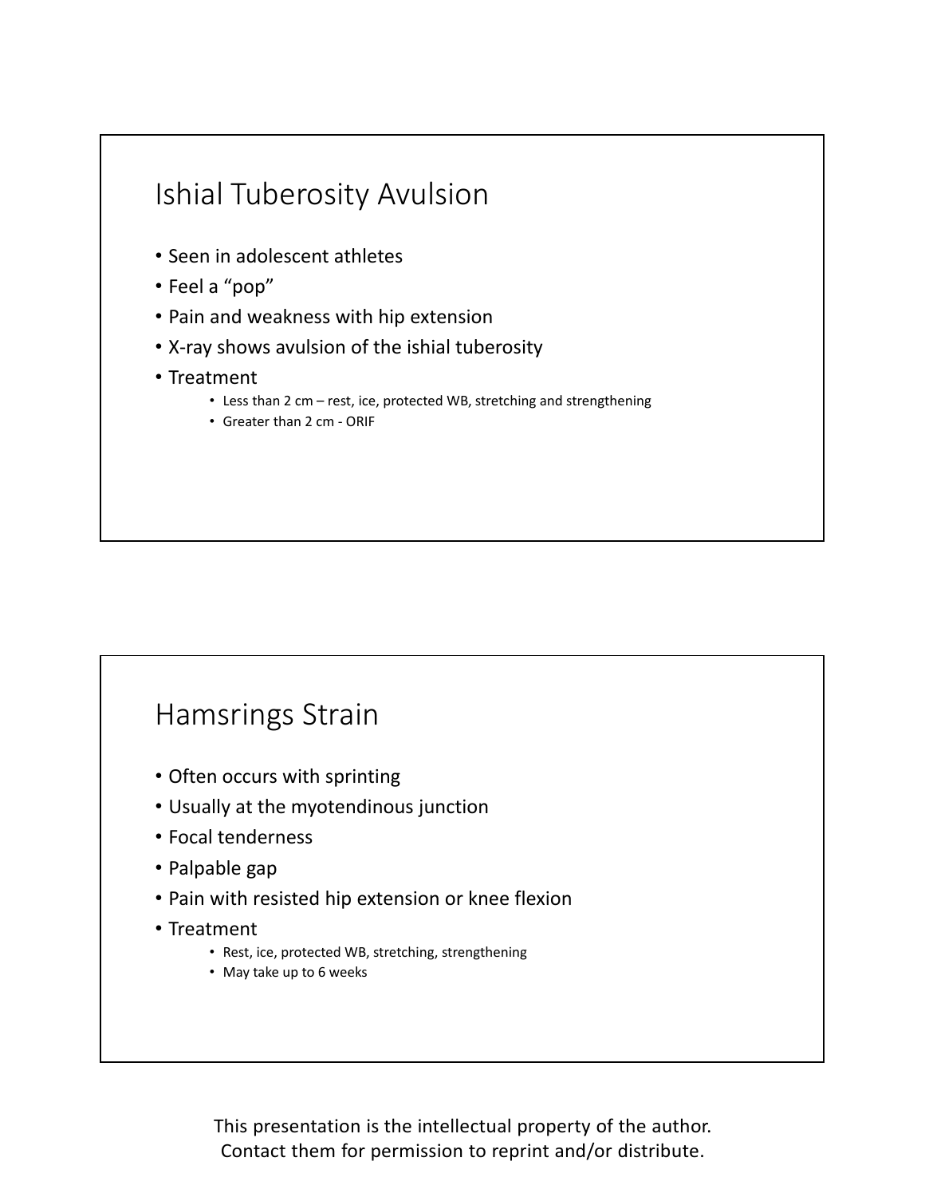## Ishial Tuberosity Avulsion

- Seen in adolescent athletes
- Feel a “pop”
- Pain and weakness with hip extension
- X-ray shows avulsion of the ishial tuberosity
- Treatment
  - Less than 2 cm – rest, ice, protected WB, stretching and strengthening
  - Greater than 2 cm - ORIF

## Hamsrings Strain

- Often occurs with sprinting
- Usually at the myotendinous junction
- Focal tenderness
- Palpable gap
- Pain with resisted hip extension or knee flexion
- Treatment
  - Rest, ice, protected WB, stretching, strengthening
  - May take up to 6 weeks

This presentation is the intellectual property of the author. Contact them for permission to reprint and/or distribute.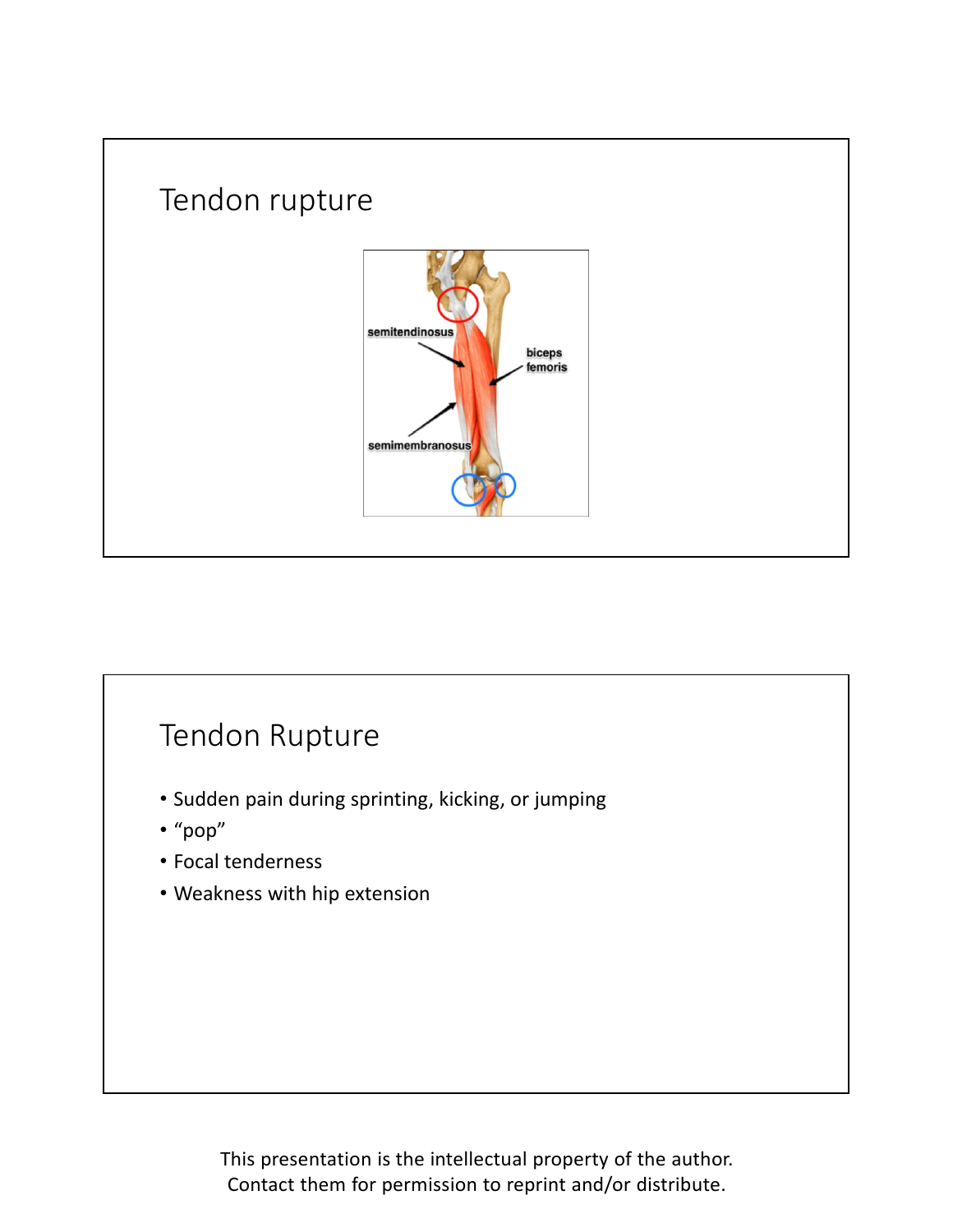# Tendon rupture

semitendinosus

biceps femoris

semimembranosus

# Tendon Rupture

- Sudden pain during sprinting, kicking, or jumping
- "pop"
- Focal tenderness
- Weakness with hip extension

This presentation is the intellectual property of the author. Contact them for permission to reprint and/or distribute.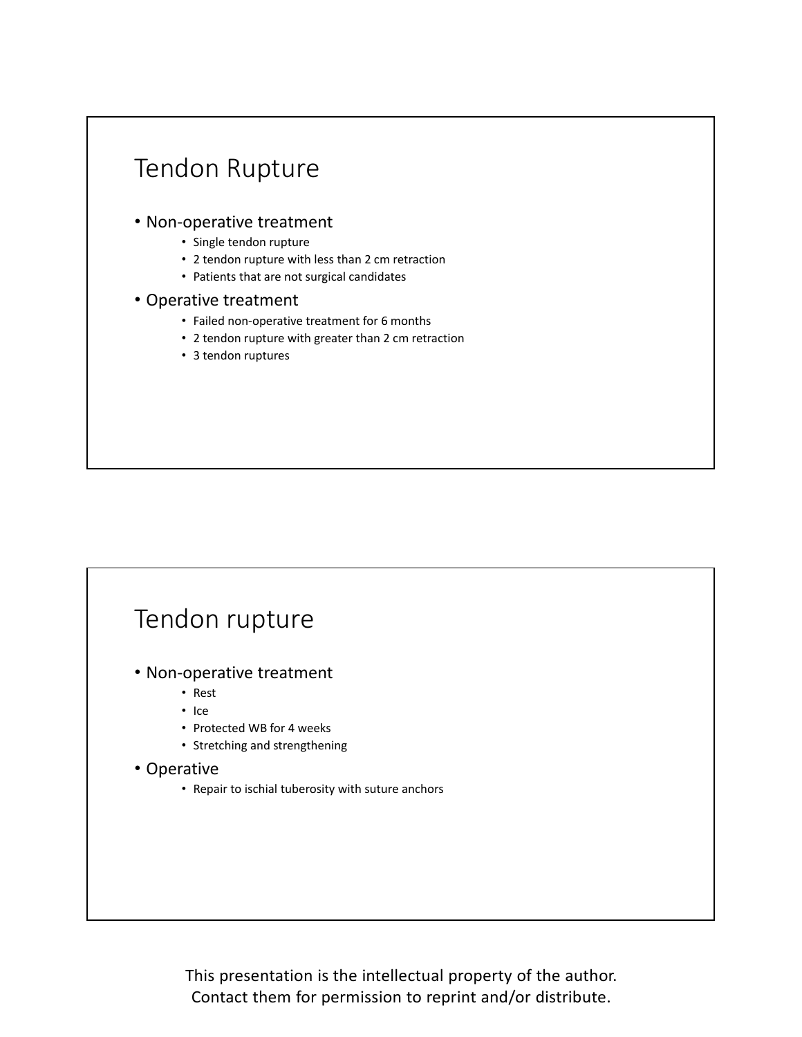## Tendon Rupture

- Non-operative treatment
  - Single tendon rupture
  - 2 tendon rupture with less than 2 cm retraction
  - Patients that are not surgical candidates
- Operative treatment
  - Failed non-operative treatment for 6 months
  - 2 tendon rupture with greater than 2 cm retraction
  - 3 tendon ruptures

## Tendon rupture

- Non-operative treatment
  - Rest
  - Ice
  - Protected WB for 4 weeks
  - Stretching and strengthening
- Operative
  - Repair to ischial tuberosity with suture anchors

This presentation is the intellectual property of the author. Contact them for permission to reprint and/or distribute.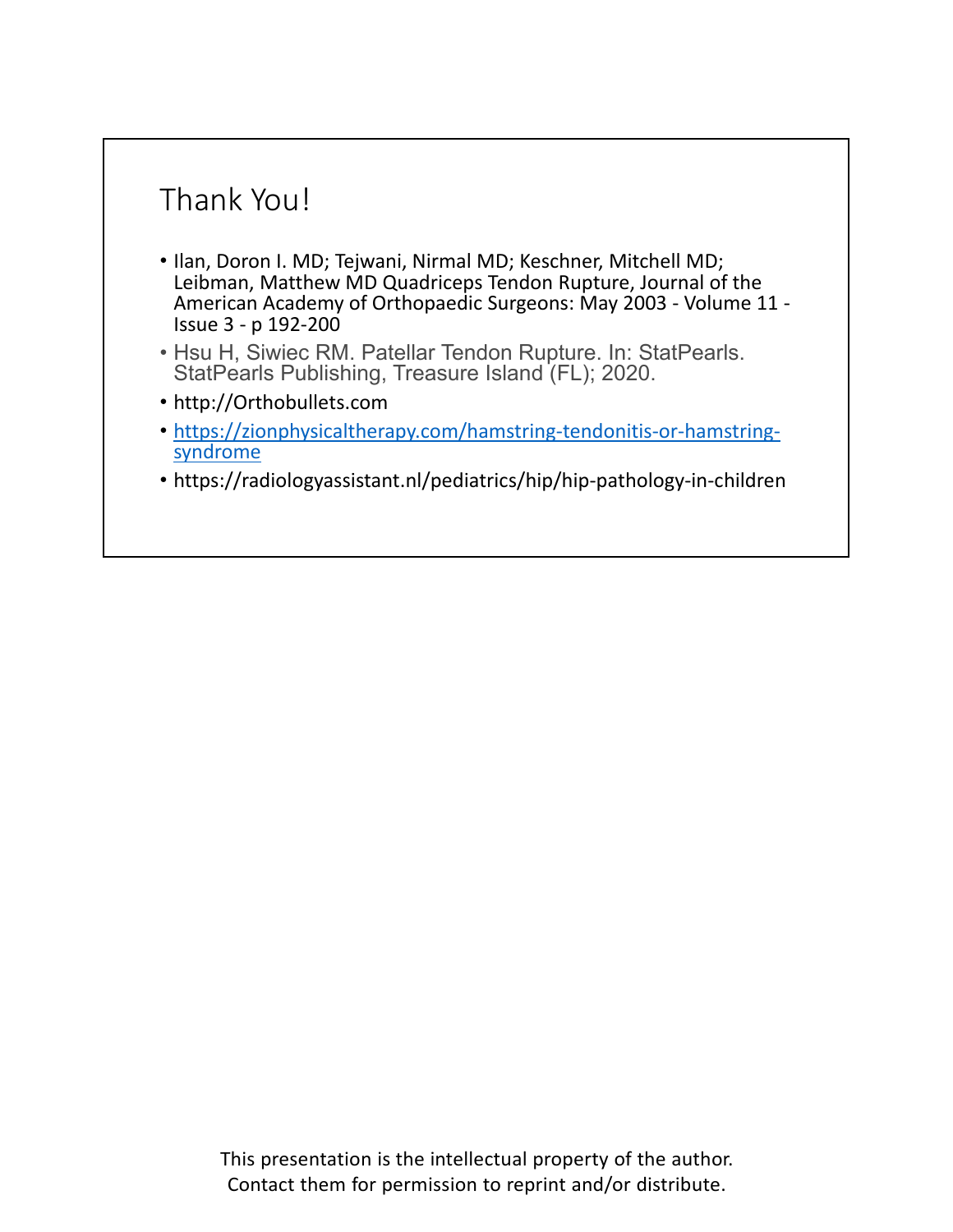## Thank You!

- Ilan, Doron I. MD; Tejwani, Nirmal MD; Keschner, Mitchell MD; Leibman, Matthew MD Quadriceps Tendon Rupture, Journal of the American Academy of Orthopaedic Surgeons: May 2003 - Volume 11 - Issue 3 - p 192-200
- Hsu H, Siwiec RM. Patellar Tendon Rupture. In: StatPearls. StatPearls Publishing, Treasure Island (FL); 2020.
- http://Orthobullets.com
- https://zionphysicaltherapy.com/hamstring-tendonitis-or-hamstring-syndrome
- https://radiologyassistant.nl/pediatrics/hip/hip-pathology-in-children

This presentation is the intellectual property of the author. Contact them for permission to reprint and/or distribute.